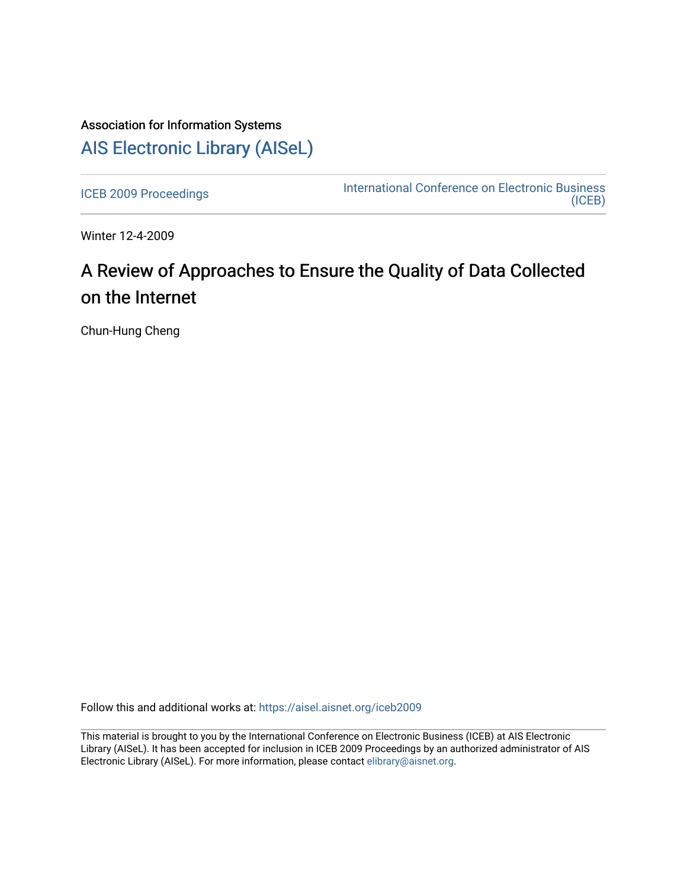Association for Information Systems

# AIS Electronic Library (AISeL)

ICEB 2009 Proceedings

International Conference on Electronic Business (ICEB)

Winter 12-4-2009

## A Review of Approaches to Ensure the Quality of Data Collected on the Internet

Chun-Hung Cheng

Follow this and additional works at: https://aisel.aisnet.org/iceb2009

This material is brought to you by the International Conference on Electronic Business (ICEB) at AIS Electronic Library (AISeL). It has been accepted for inclusion in ICEB 2009 Proceedings by an authorized administrator of AIS Electronic Library (AISeL). For more information, please contact elibrary@aisnet.org.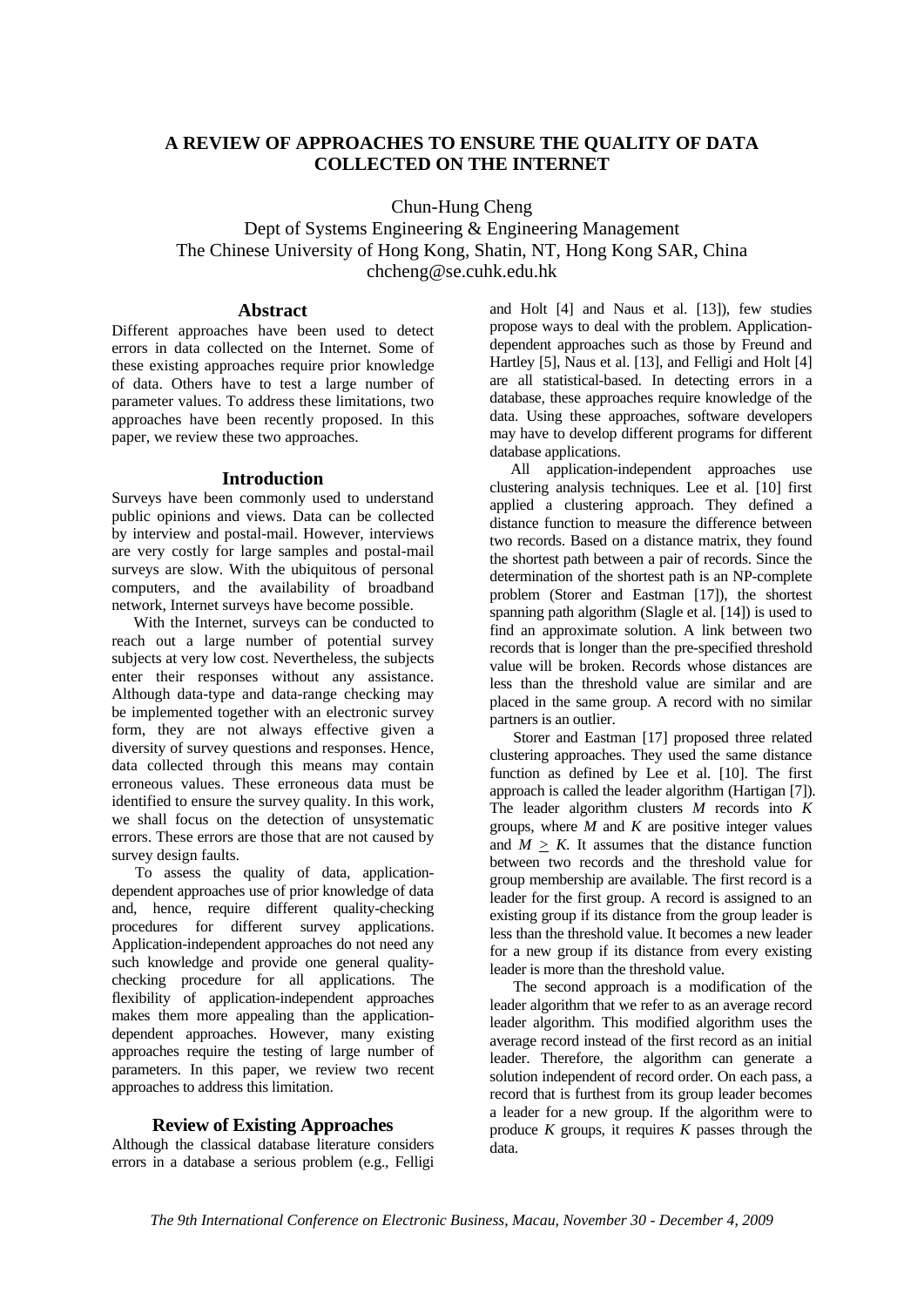# A REVIEW OF APPROACHES TO ENSURE THE QUALITY OF DATA COLLECTED ON THE INTERNET

Chun-Hung Cheng
Dept of Systems Engineering & Engineering Management
The Chinese University of Hong Kong, Shatin, NT, Hong Kong SAR, China
chcheng@se.cuhk.edu.hk

## Abstract

Different approaches have been used to detect errors in data collected on the Internet. Some of these existing approaches require prior knowledge of data. Others have to test a large number of parameter values. To address these limitations, two approaches have been recently proposed. In this paper, we review these two approaches.

## Introduction

Surveys have been commonly used to understand public opinions and views. Data can be collected by interview and postal-mail. However, interviews are very costly for large samples and postal-mail surveys are slow. With the ubiquitous of personal computers, and the availability of broadband network, Internet surveys have become possible.

With the Internet, surveys can be conducted to reach out a large number of potential survey subjects at very low cost. Nevertheless, the subjects enter their responses without any assistance. Although data-type and data-range checking may be implemented together with an electronic survey form, they are not always effective given a diversity of survey questions and responses. Hence, data collected through this means may contain erroneous values. These erroneous data must be identified to ensure the survey quality. In this work, we shall focus on the detection of unsystematic errors. These errors are those that are not caused by survey design faults.

To assess the quality of data, application-dependent approaches use of prior knowledge of data and, hence, require different quality-checking procedures for different survey applications. Application-independent approaches do not need any such knowledge and provide one general quality-checking procedure for all applications. The flexibility of application-independent approaches makes them more appealing than the application-dependent approaches. However, many existing approaches require the testing of large number of parameters. In this paper, we review two recent approaches to address this limitation.

## Review of Existing Approaches

Although the classical database literature considers errors in a database a serious problem (e.g., Felligi and Holt [4] and Naus et al. [13]), few studies propose ways to deal with the problem. Application-dependent approaches such as those by Freund and Hartley [5], Naus et al. [13], and Felligi and Holt [4] are all statistical-based. In detecting errors in a database, these approaches require knowledge of the data. Using these approaches, software developers may have to develop different programs for different database applications.

All application-independent approaches use clustering analysis techniques. Lee et al. [10] first applied a clustering approach. They defined a distance function to measure the difference between two records. Based on a distance matrix, they found the shortest path between a pair of records. Since the determination of the shortest path is an NP-complete problem (Storer and Eastman [17]), the shortest spanning path algorithm (Slagle et al. [14]) is used to find an approximate solution. A link between two records that is longer than the pre-specified threshold value will be broken. Records whose distances are less than the threshold value are similar and are placed in the same group. A record with no similar partners is an outlier.

Storer and Eastman [17] proposed three related clustering approaches. They used the same distance function as defined by Lee et al. [10]. The first approach is called the leader algorithm (Hartigan [7]). The leader algorithm clusters $M$ records into $K$ groups, where $M$ and $K$ are positive integer values and $M \geq K$. It assumes that the distance function between two records and the threshold value for group membership are available. The first record is a leader for the first group. A record is assigned to an existing group if its distance from the group leader is less than the threshold value. It becomes a new leader for a new group if its distance from every existing leader is more than the threshold value.

The second approach is a modification of the leader algorithm that we refer to as an average record leader algorithm. This modified algorithm uses the average record instead of the first record as an initial leader. Therefore, the algorithm can generate a solution independent of record order. On each pass, a record that is furthest from its group leader becomes a leader for a new group. If the algorithm were to produce $K$ groups, it requires $K$ passes through the data.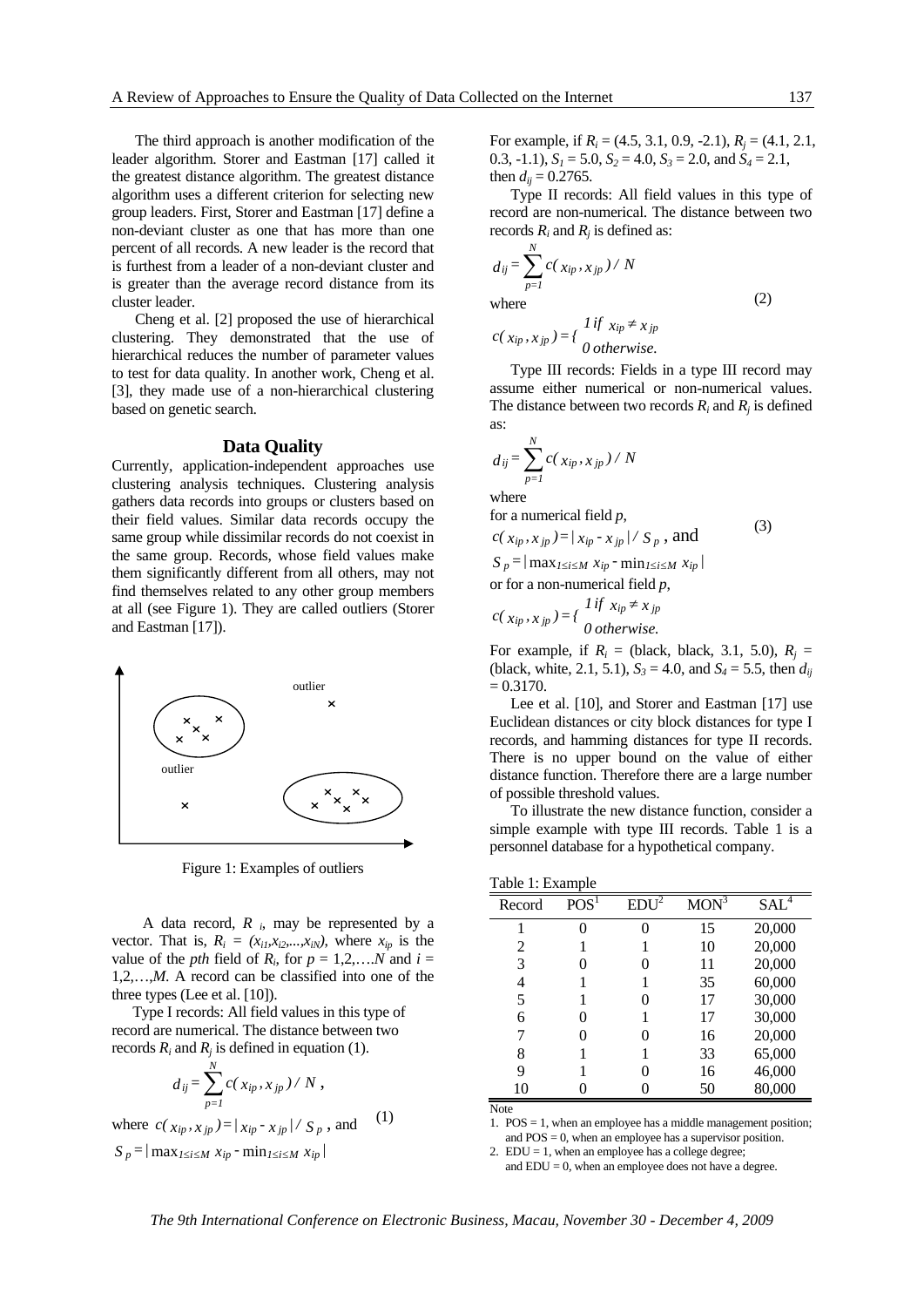The third approach is another modification of the leader algorithm. Storer and Eastman [17] called it the greatest distance algorithm. The greatest distance algorithm uses a different criterion for selecting new group leaders. First, Storer and Eastman [17] define a non-deviant cluster as one that has more than one percent of all records. A new leader is the record that is furthest from a leader of a non-deviant cluster and is greater than the average record distance from its cluster leader.

Cheng et al. [2] proposed the use of hierarchical clustering. They demonstrated that the use of hierarchical reduces the number of parameter values to test for data quality. In another work, Cheng et al. [3], they made use of a non-hierarchical clustering based on genetic search.

## Data Quality

Currently, application-independent approaches use clustering analysis techniques. Clustering analysis gathers data records into groups or clusters based on their field values. Similar data records occupy the same group while dissimilar records do not coexist in the same group. Records, whose field values make them significantly different from all others, may not find themselves related to any other group members at all (see Figure 1). They are called outliers (Storer and Eastman [17]).

Figure 1: Examples of outliers

A data record, $R_i$, may be represented by a vector. That is, $R_i = (x_{i1}, x_{i2}, ..., x_{iN})$, where $x_{ip}$ is the value of the *pth* field of $R_i$, for $p = 1,2,\ldots N$ and $i = 1,2,\ldots,M$. A record can be classified into one of the three types (Lee et al. [10]).

Type I records: All field values in this type of record are numerical. The distance between two records $R_i$ and $R_j$ is defined in equation (1).

$$d_{ij} = \sum_{p=1}^{N} c(x_{ip}, x_{jp}) / N ,$$

where $c(x_{ip}, x_{jp}) = | x_{ip} - x_{jp} | / S_p$ , and $\quad (1)$

$$S_p = | \max_{1 \le i \le M} x_{ip} - \min_{1 \le i \le M} x_{ip} |$$

For example, if $R_i = (4.5, 3.1, 0.9, -2.1)$, $R_j = (4.1, 2.1, 0.3, -1.1)$, $S_1 = 5.0$, $S_2 = 4.0$, $S_3 = 2.0$, and $S_4 = 2.1$, then $d_{ij} = 0.2765$.

Type II records: All field values in this type of record are non-numerical. The distance between two records $R_i$ and $R_j$ is defined as:

$$d_{ij} = \sum_{p=1}^{N} c(x_{ip}, x_{jp}) / N$$

where $\quad (2)$

$$c(x_{ip}, x_{jp}) = \begin{cases} 1 \text{ if } x_{ip} \neq x_{jp} \\ 0 \text{ otherwise.} \end{cases}$$

Type III records: Fields in a type III record may assume either numerical or non-numerical values. The distance between two records $R_i$ and $R_j$ is defined as:

$$d_{ij} = \sum_{p=1}^{N} c(x_{ip}, x_{jp}) / N$$

where

for a numerical field $p$,

$$c(x_{ip}, x_{jp}) = | x_{ip} - x_{jp} | / S_p \text{, and} \quad (3)$$

$$S_p = | \max_{1 \le i \le M} x_{ip} - \min_{1 \le i \le M} x_{ip} |$$

or for a non-numerical field $p$,

$$c(x_{ip}, x_{jp}) = \begin{cases} 1 \text{ if } x_{ip} \neq x_{jp} \\ 0 \text{ otherwise.} \end{cases}$$

For example, if $R_i$ = (black, black, 3.1, 5.0), $R_j$ = (black, white, 2.1, 5.1), $S_3 = 4.0$, and $S_4 = 5.5$, then $d_{ij} = 0.3170$.

Lee et al. [10], and Storer and Eastman [17] use Euclidean distances or city block distances for type I records, and hamming distances for type II records. There is no upper bound on the value of either distance function. Therefore there are a large number of possible threshold values.

To illustrate the new distance function, consider a simple example with type III records. Table 1 is a personnel database for a hypothetical company.

Table 1: Example

| Record | POS[1] | EDU[2] | MON[3] | SAL[4] |
|---|---|---|---|---|
| 1 | 0 | 0 | 15 | 20,000 |
| 2 | 1 | 1 | 10 | 20,000 |
| 3 | 0 | 0 | 11 | 20,000 |
| 4 | 1 | 1 | 35 | 60,000 |
| 5 | 1 | 0 | 17 | 30,000 |
| 6 | 0 | 1 | 17 | 30,000 |
| 7 | 0 | 0 | 16 | 20,000 |
| 8 | 1 | 1 | 33 | 65,000 |
| 9 | 1 | 0 | 16 | 46,000 |
| 10 | 0 | 0 | 50 | 80,000 |

Note

1. POS = 1, when an employee has a middle management position; and POS = 0, when an employee has a supervisor position.
2. EDU = 1, when an employee has a college degree; and EDU = 0, when an employee does not have a degree.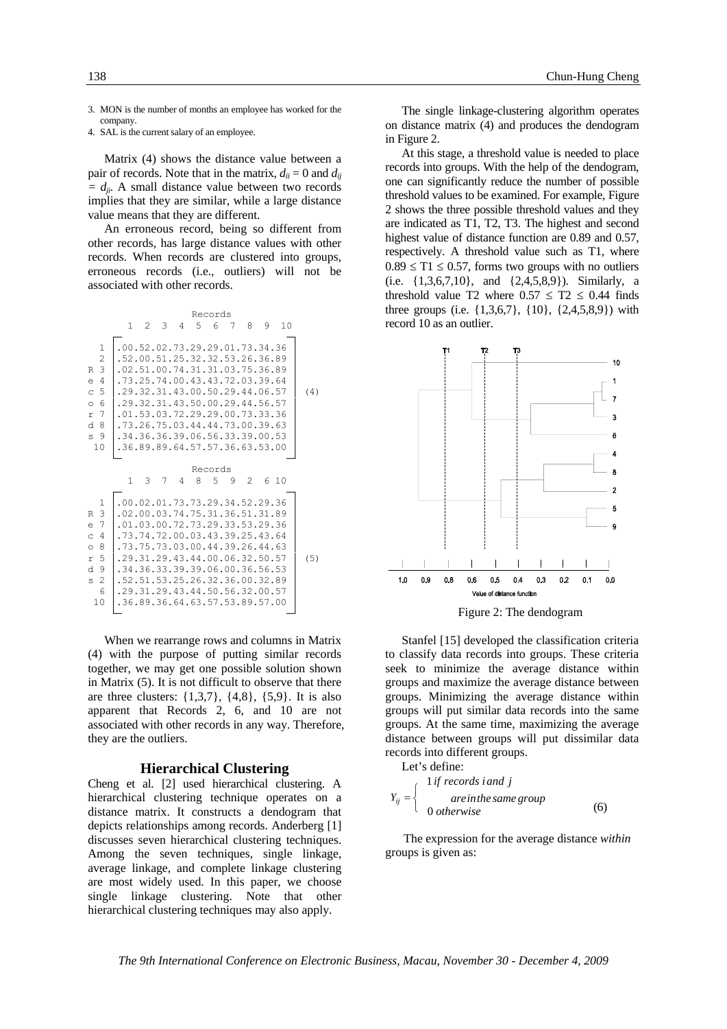3. MON is the number of months an employee has worked for the company.
4. SAL is the current salary of an employee.

Matrix (4) shows the distance value between a pair of records. Note that in the matrix, $d_{ii} = 0$ and $d_{ij} = d_{ji}$. A small distance value between two records implies that they are similar, while a large distance value means that they are different.

An erroneous record, being so different from other records, has large distance values with other records. When records are clustered into groups, erroneous records (i.e., outliers) will not be associated with other records.

```
                    Records
       1  2  3  4  5  6  7  8  9  10

  1  .00.52.02.73.29.29.01.73.34.36
  2  .52.00.51.25.32.32.53.26.36.89
R 3  .02.51.00.74.31.31.03.75.36.89
e 4  .73.25.74.00.43.43.72.03.39.64
c 5  .29.32.31.43.00.50.29.44.06.57    (4)
o 6  .29.32.31.43.50.00.29.44.56.57
r 7  .01.53.03.72.29.29.00.73.33.36
d 8  .73.26.75.03.44.44.73.00.39.63
s 9  .34.36.36.39.06.56.33.39.00.53
 10  .36.89.89.64.57.57.36.63.53.00

                    Records
       1  3  7  4  8  5  9  2  6 10

  1  .00.02.01.73.73.29.34.52.29.36
R 3  .02.00.03.74.75.31.36.51.31.89
e 7  .01.03.00.72.73.29.33.53.29.36
c 4  .73.74.72.00.03.43.39.25.43.64
o 8  .73.75.73.03.00.44.39.26.44.63
r 5  .29.31.29.43.44.00.06.32.50.57    (5)
d 9  .34.36.33.39.39.06.00.36.56.53
s 2  .52.51.53.25.26.32.36.00.32.89
  6  .29.31.29.43.44.50.56.32.00.57
 10  .36.89.36.64.63.57.53.89.57.00
```

When we rearrange rows and columns in Matrix (4) with the purpose of putting similar records together, we may get one possible solution shown in Matrix (5). It is not difficult to observe that there are three clusters: {1,3,7}, {4,8}, {5,9}. It is also apparent that Records 2, 6, and 10 are not associated with other records in any way. Therefore, they are the outliers.

## Hierarchical Clustering

Cheng et al. [2] used hierarchical clustering. A hierarchical clustering technique operates on a distance matrix. It constructs a dendogram that depicts relationships among records. Anderberg [1] discusses seven hierarchical clustering techniques. Among the seven techniques, single linkage, average linkage, and complete linkage clustering are most widely used. In this paper, we choose single linkage clustering. Note that other hierarchical clustering techniques may also apply.

The single linkage-clustering algorithm operates on distance matrix (4) and produces the dendogram in Figure 2.

At this stage, a threshold value is needed to place records into groups. With the help of the dendogram, one can significantly reduce the number of possible threshold values to be examined. For example, Figure 2 shows the three possible threshold values and they are indicated as T1, T2, T3. The highest and second highest value of distance function are 0.89 and 0.57, respectively. A threshold value such as T1, where $0.89 \leq T1 \leq 0.57$, forms two groups with no outliers (i.e. {1,3,6,7,10}, and {2,4,5,8,9}). Similarly, a threshold value T2 where $0.57 \leq T2 \leq 0.44$ finds three groups (i.e. {1,3,6,7}, {10}, {2,4,5,8,9}) with record 10 as an outlier.

Figure 2: The dendogram

Stanfel [15] developed the classification criteria to classify data records into groups. These criteria seek to minimize the average distance within groups and maximize the average distance between groups. Minimizing the average distance within groups will put similar data records into the same groups. At the same time, maximizing the average distance between groups will put dissimilar data records into different groups.

Let's define:

$$Y_{ij} = \begin{cases} 1 \; \textit{if records i and j are in the same group} \\ 0 \; \textit{otherwise} \end{cases} \qquad (6)$$

The expression for the average distance *within* groups is given as: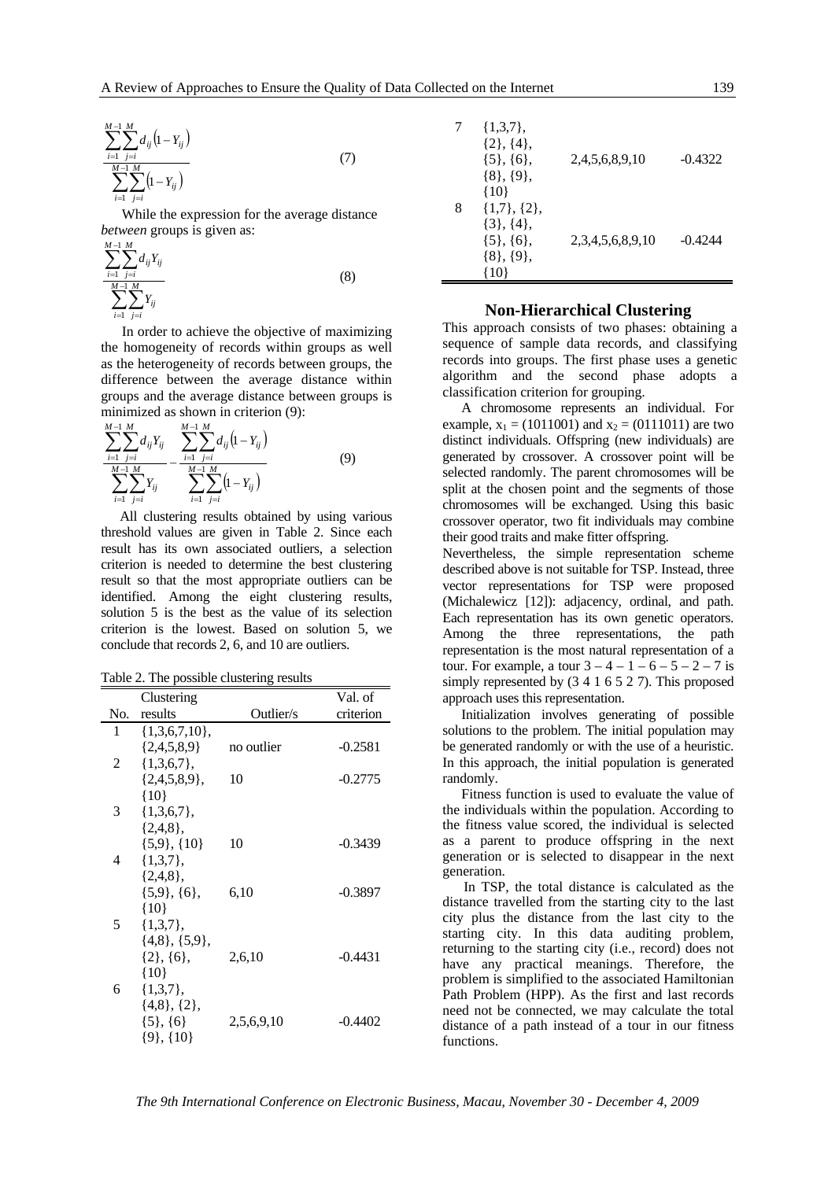$$\frac{\sum_{i=1}^{M-1}\sum_{j=i}^{M} d_{ij}\left(1-Y_{ij}\right)}{\sum_{i=1}^{M-1}\sum_{j=i}^{M}\left(1-Y_{ij}\right)} \tag{7}$$

While the expression for the average distance *between* groups is given as:

$$\frac{\sum_{i=1}^{M-1}\sum_{j=i}^{M} d_{ij}Y_{ij}}{\sum_{i=1}^{M-1}\sum_{j=i}^{M} Y_{ij}} \tag{8}$$

In order to achieve the objective of maximizing the homogeneity of records within groups as well as the heterogeneity of records between groups, the difference between the average distance within groups and the average distance between groups is minimized as shown in criterion (9):

$$\frac{\sum_{i=1}^{M-1}\sum_{j=i}^{M} d_{ij}Y_{ij}}{\sum_{i=1}^{M-1}\sum_{j=i}^{M} Y_{ij}} - \frac{\sum_{i=1}^{M-1}\sum_{j=i}^{M} d_{ij}\left(1-Y_{ij}\right)}{\sum_{i=1}^{M-1}\sum_{j=i}^{M}\left(1-Y_{ij}\right)} \tag{9}$$

All clustering results obtained by using various threshold values are given in Table 2. Since each result has its own associated outliers, a selection criterion is needed to determine the best clustering result so that the most appropriate outliers can be identified. Among the eight clustering results, solution 5 is the best as the value of its selection criterion is the lowest. Based on solution 5, we conclude that records 2, 6, and 10 are outliers.

Table 2. The possible clustering results

| No. | Clustering results | Outlier/s | Val. of criterion |
|---|---|---|---|
| 1 | {1,3,6,7,10}, {2,4,5,8,9} | no outlier | -0.2581 |
| 2 | {1,3,6,7}, {2,4,5,8,9}, {10} | 10 | -0.2775 |
| 3 | {1,3,6,7}, {2,4,8}, {5,9}, {10} | 10 | -0.3439 |
| 4 | {1,3,7}, {2,4,8}, {5,9}, {6}, {10} | 6,10 | -0.3897 |
| 5 | {1,3,7}, {4,8}, {5,9}, {2}, {6}, {10} | 2,6,10 | -0.4431 |
| 6 | {1,3,7}, {4,8}, {2}, {5}, {6} {9}, {10} | 2,5,6,9,10 | -0.4402 |
| 7 | {1,3,7}, {2}, {4}, {5}, {6}, {8}, {9}, {10} | 2,4,5,6,8,9,10 | -0.4322 |
| 8 | {1,7}, {2}, {3}, {4}, {5}, {6}, {8}, {9}, {10} | 2,3,4,5,6,8,9,10 | -0.4244 |

## Non-Hierarchical Clustering

This approach consists of two phases: obtaining a sequence of sample data records, and classifying records into groups. The first phase uses a genetic algorithm and the second phase adopts a classification criterion for grouping.

A chromosome represents an individual. For example, $x_1$ = (1011001) and $x_2$ = (0111011) are two distinct individuals. Offspring (new individuals) are generated by crossover. A crossover point will be selected randomly. The parent chromosomes will be split at the chosen point and the segments of those chromosomes will be exchanged. Using this basic crossover operator, two fit individuals may combine their good traits and make fitter offspring.

Nevertheless, the simple representation scheme described above is not suitable for TSP. Instead, three vector representations for TSP were proposed (Michalewicz [12]): adjacency, ordinal, and path. Each representation has its own genetic operators. Among the three representations, the path representation is the most natural representation of a tour. For example, a tour 3 – 4 – 1 – 6 – 5 – 2 – 7 is simply represented by (3 4 1 6 5 2 7). This proposed approach uses this representation.

Initialization involves generating of possible solutions to the problem. The initial population may be generated randomly or with the use of a heuristic. In this approach, the initial population is generated randomly.

Fitness function is used to evaluate the value of the individuals within the population. According to the fitness value scored, the individual is selected as a parent to produce offspring in the next generation or is selected to disappear in the next generation.

In TSP, the total distance is calculated as the distance travelled from the starting city to the last city plus the distance from the last city to the starting city. In this data auditing problem, returning to the starting city (i.e., record) does not have any practical meanings. Therefore, the problem is simplified to the associated Hamiltonian Path Problem (HPP). As the first and last records need not be connected, we may calculate the total distance of a path instead of a tour in our fitness functions.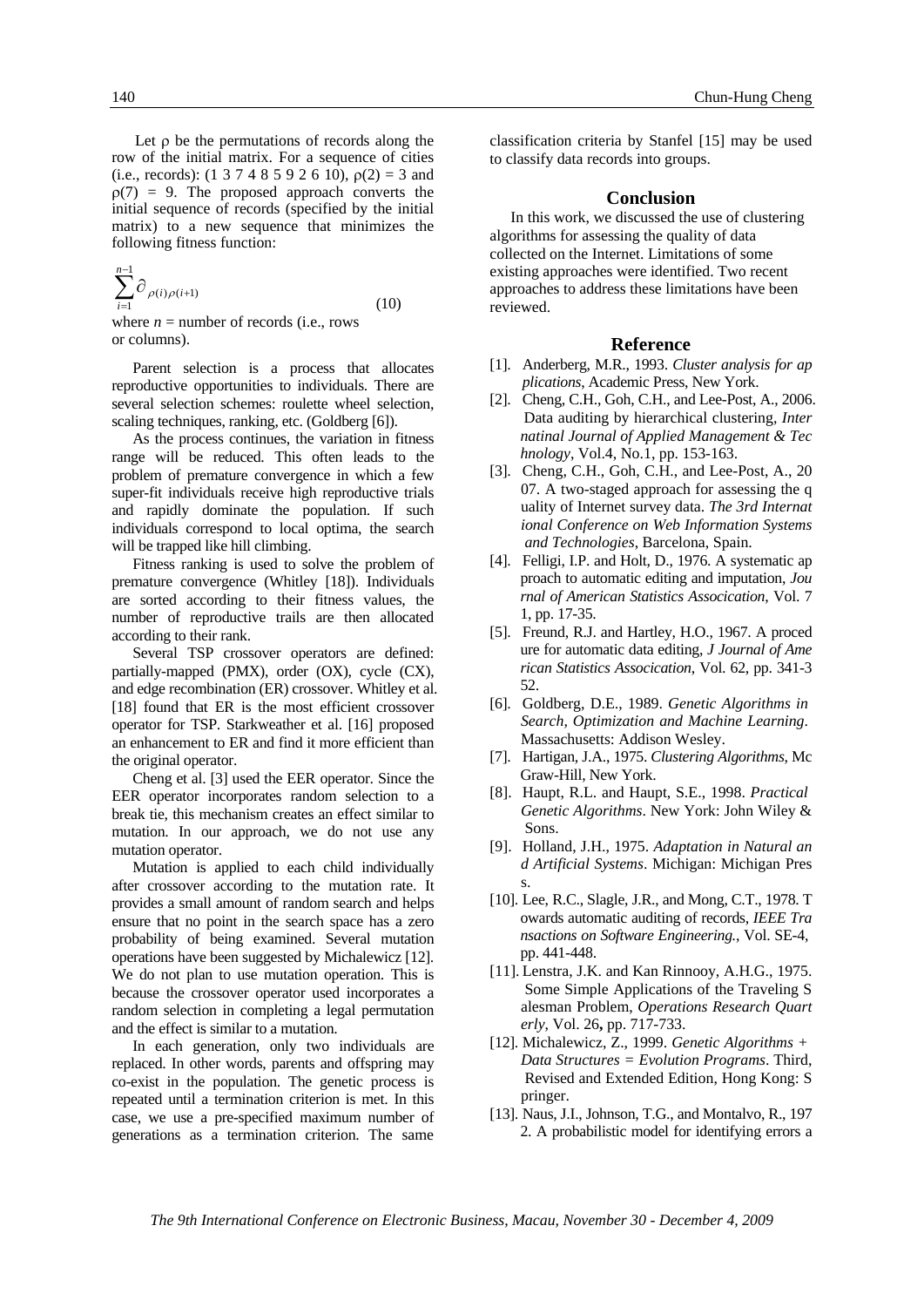Let ρ be the permutations of records along the row of the initial matrix. For a sequence of cities (i.e., records): (1 3 7 4 8 5 9 2 6 10), $\rho(2) = 3$ and $\rho(7) = 9$. The proposed approach converts the initial sequence of records (specified by the initial matrix) to a new sequence that minimizes the following fitness function:

$$\sum_{i=1}^{n-1} \partial_{\rho(i)\rho(i+1)} \tag{10}$$

where $n$ = number of records (i.e., rows or columns).

Parent selection is a process that allocates reproductive opportunities to individuals. There are several selection schemes: roulette wheel selection, scaling techniques, ranking, etc. (Goldberg [6]).

As the process continues, the variation in fitness range will be reduced. This often leads to the problem of premature convergence in which a few super-fit individuals receive high reproductive trials and rapidly dominate the population. If such individuals correspond to local optima, the search will be trapped like hill climbing.

Fitness ranking is used to solve the problem of premature convergence (Whitley [18]). Individuals are sorted according to their fitness values, the number of reproductive trails are then allocated according to their rank.

Several TSP crossover operators are defined: partially-mapped (PMX), order (OX), cycle (CX), and edge recombination (ER) crossover. Whitley et al. [18] found that ER is the most efficient crossover operator for TSP. Starkweather et al. [16] proposed an enhancement to ER and find it more efficient than the original operator.

Cheng et al. [3] used the EER operator. Since the EER operator incorporates random selection to a break tie, this mechanism creates an effect similar to mutation. In our approach, we do not use any mutation operator.

Mutation is applied to each child individually after crossover according to the mutation rate. It provides a small amount of random search and helps ensure that no point in the search space has a zero probability of being examined. Several mutation operations have been suggested by Michalewicz [12]. We do not plan to use mutation operation. This is because the crossover operator used incorporates a random selection in completing a legal permutation and the effect is similar to a mutation.

In each generation, only two individuals are replaced. In other words, parents and offspring may co-exist in the population. The genetic process is repeated until a termination criterion is met. In this case, we use a pre-specified maximum number of generations as a termination criterion. The same classification criteria by Stanfel [15] may be used to classify data records into groups.

## Conclusion

In this work, we discussed the use of clustering algorithms for assessing the quality of data collected on the Internet. Limitations of some existing approaches were identified. Two recent approaches to address these limitations have been reviewed.

## Reference

[1]. Anderberg, M.R., 1993. *Cluster analysis for applications*, Academic Press, New York.

[2]. Cheng, C.H., Goh, C.H., and Lee-Post, A., 2006. Data auditing by hierarchical clustering, *International Journal of Applied Management & Technology*, Vol.4, No.1, pp. 153-163.

[3]. Cheng, C.H., Goh, C.H., and Lee-Post, A., 2007. A two-staged approach for assessing the quality of Internet survey data. *The 3rd International Conference on Web Information Systems and Technologies*, Barcelona, Spain.

[4]. Felligi, I.P. and Holt, D., 1976. A systematic approach to automatic editing and imputation, *Journal of American Statistics Assocication*, Vol. 71, pp. 17-35.

[5]. Freund, R.J. and Hartley, H.O., 1967. A procedure for automatic data editing, *J Journal of American Statistics Assocication*, Vol. 62, pp. 341-352.

[6]. Goldberg, D.E., 1989. *Genetic Algorithms in Search, Optimization and Machine Learning*. Massachusetts: Addison Wesley.

[7]. Hartigan, J.A., 1975. *Clustering Algorithms*, McGraw-Hill, New York.

[8]. Haupt, R.L. and Haupt, S.E., 1998. *Practical Genetic Algorithms*. New York: John Wiley & Sons.

[9]. Holland, J.H., 1975. *Adaptation in Natural and Artificial Systems*. Michigan: Michigan Press.

[10]. Lee, R.C., Slagle, J.R., and Mong, C.T., 1978. Towards automatic auditing of records, *IEEE Transactions on Software Engineering.*, Vol. SE-4, pp. 441-448.

[11]. Lenstra, J.K. and Kan Rinnooy, A.H.G., 1975. Some Simple Applications of the Traveling Salesman Problem, *Operations Research Quarterly*, Vol. 26**,** pp. 717-733.

[12]. Michalewicz, Z., 1999. *Genetic Algorithms + Data Structures = Evolution Programs*. Third, Revised and Extended Edition, Hong Kong: Springer.

[13]. Naus, J.I., Johnson, T.G., and Montalvo, R., 1972. A probabilistic model for identifying errors a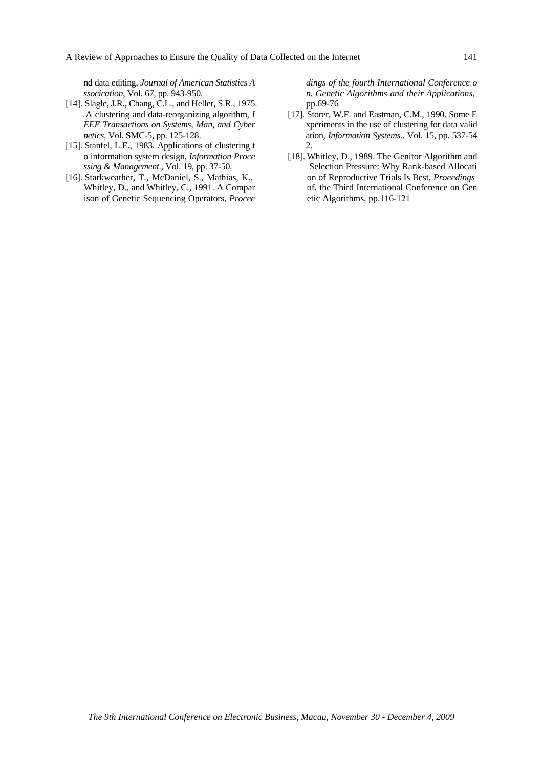nd data editing, *Journal of American Statistics Assocication*, Vol. 67, pp. 943-950.

[14]. Slagle, J.R., Chang, C.L., and Heller, S.R., 1975. A clustering and data-reorganizing algorithm, *IEEE Transactions on Systems, Man, and Cybernetics*, Vol. SMC-5, pp. 125-128.

[15]. Stanfel, L.E., 1983. Applications of clustering to information system design, *Information Processing & Management.*, Vol. 19, pp. 37-50.

[16]. Starkweather, T., McDaniel, S., Mathias, K., Whitley, D., and Whitley, C., 1991. A Comparison of Genetic Sequencing Operators, *Proceedings of the fourth International Conference on. Genetic Algorithms and their Applications,* pp.69-76

[17]. Storer, W.F. and Eastman, C.M., 1990. Some Experiments in the use of clustering for data validation, *Information Systems.*, Vol. 15, pp. 537-542.

[18]. Whitley, D., 1989. The Genitor Algorithm and Selection Pressure: Why Rank-based Allocation of Reproductive Trials Is Best, *Proeedings* of. the Third International Conference on Genetic Algorithms, pp.116-121